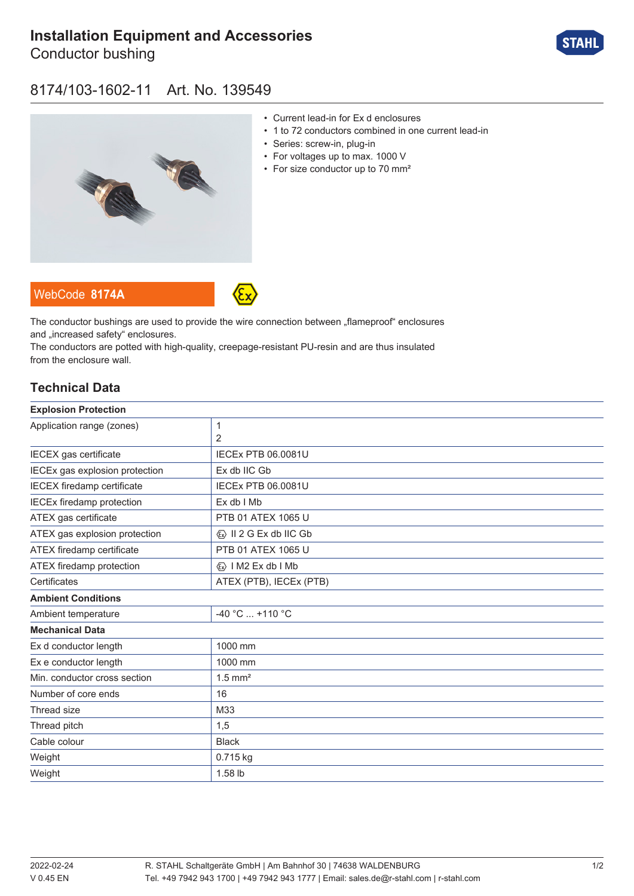# Installation Equipment and Accessories

Conductor bushing

## 8174/103-1602-11 Art. No. 139549

- Current lead-in for Ex d enclosures
- 1 to 72 conductors combined in one current lead-in
- Series: screw-in, plug-in
- For voltages up to max. 1000 V
- For size conductor up to 70 mm²

WebCode **8174A**

The conductor bushings are used to provide the wire connection between „flameproof" enclosures and „increased safety" enclosures.
The conductors are potted with high-quality, creepage-resistant PU-resin and are thus insulated from the enclosure wall.

## Technical Data

| **Explosion Protection** | |
|---|---|
| Application range (zones) | 1<br>2 |
| IECEX gas certificate | IECEx PTB 06.0081U |
| IECEx gas explosion protection | Ex db IIC Gb |
| IECEX firedamp certificate | IECEx PTB 06.0081U |
| IECEx firedamp protection | Ex db I Mb |
| ATEX gas certificate | PTB 01 ATEX 1065 U |
| ATEX gas explosion protection | Ⓔx II 2 G Ex db IIC Gb |
| ATEX firedamp certificate | PTB 01 ATEX 1065 U |
| ATEX firedamp protection | Ⓔx I M2 Ex db I Mb |
| Certificates | ATEX (PTB), IECEx (PTB) |
| **Ambient Conditions** | |
| Ambient temperature | -40 °C ... +110 °C |
| **Mechanical Data** | |
| Ex d conductor length | 1000 mm |
| Ex e conductor length | 1000 mm |
| Min. conductor cross section | 1.5 mm² |
| Number of core ends | 16 |
| Thread size | M33 |
| Thread pitch | 1,5 |
| Cable colour | Black |
| Weight | 0.715 kg |
| Weight | 1.58 lb |

2022-02-24
V 0.45 EN

R. STAHL Schaltgeräte GmbH | Am Bahnhof 30 | 74638 WALDENBURG
Tel. +49 7942 943 1700 | +49 7942 943 1777 | Email: sales.de@r-stahl.com | r-stahl.com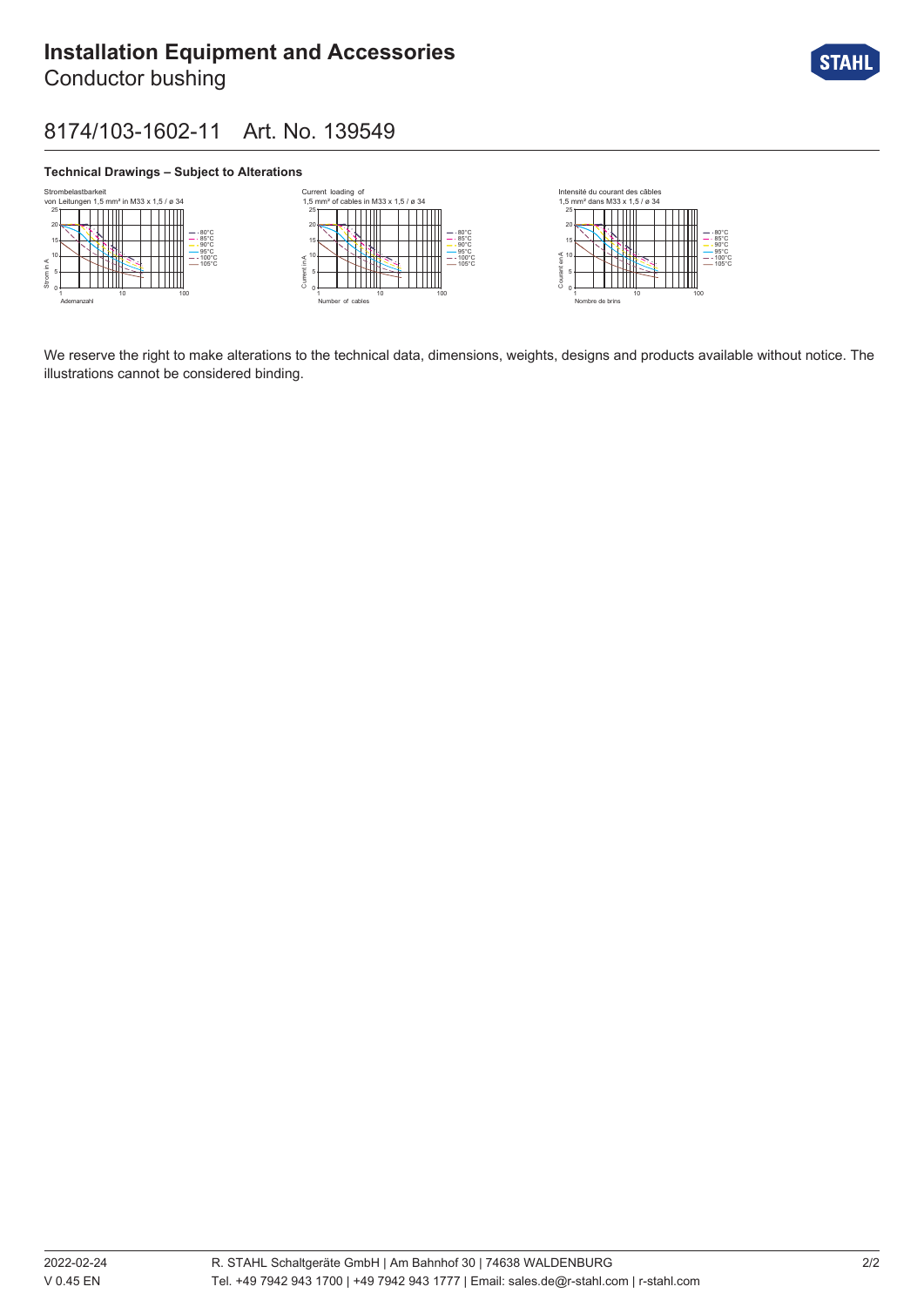# Installation Equipment and Accessories

Conductor bushing

## 8174/103-1602-11 Art. No. 139549

**Technical Drawings – Subject to Alterations**

Strombelastbarkeit
von Leitungen 1,5 mm² in M33 x 1,5 / ø 34
25
20
15
10
5
0
Strom in A
1
10
100
Aderanzahl
80°C
85°C
90°C
95°C
100°C
105°C

Current loading of
1,5 mm² of cables in M33 x 1,5 / ø 34
25
20
15
10
5
0
Current in A
1
10
100
Number of cables
80°C
85°C
90°C
95°C
100°C
105°C

Intensité du courant des câbles
1,5 mm² dans M33 x 1,5 / ø 34
25
20
15
10
5
0
Courant en A
1
10
100
Nombre de brins
80°C
85°C
90°C
95°C
100°C
105°C

We reserve the right to make alterations to the technical data, dimensions, weights, designs and products available without notice. The illustrations cannot be considered binding.

2022-02-24
V 0.45 EN

R. STAHL Schaltgeräte GmbH | Am Bahnhof 30 | 74638 WALDENBURG
Tel. +49 7942 943 1700 | +49 7942 943 1777 | Email: sales.de@r-stahl.com | r-stahl.com